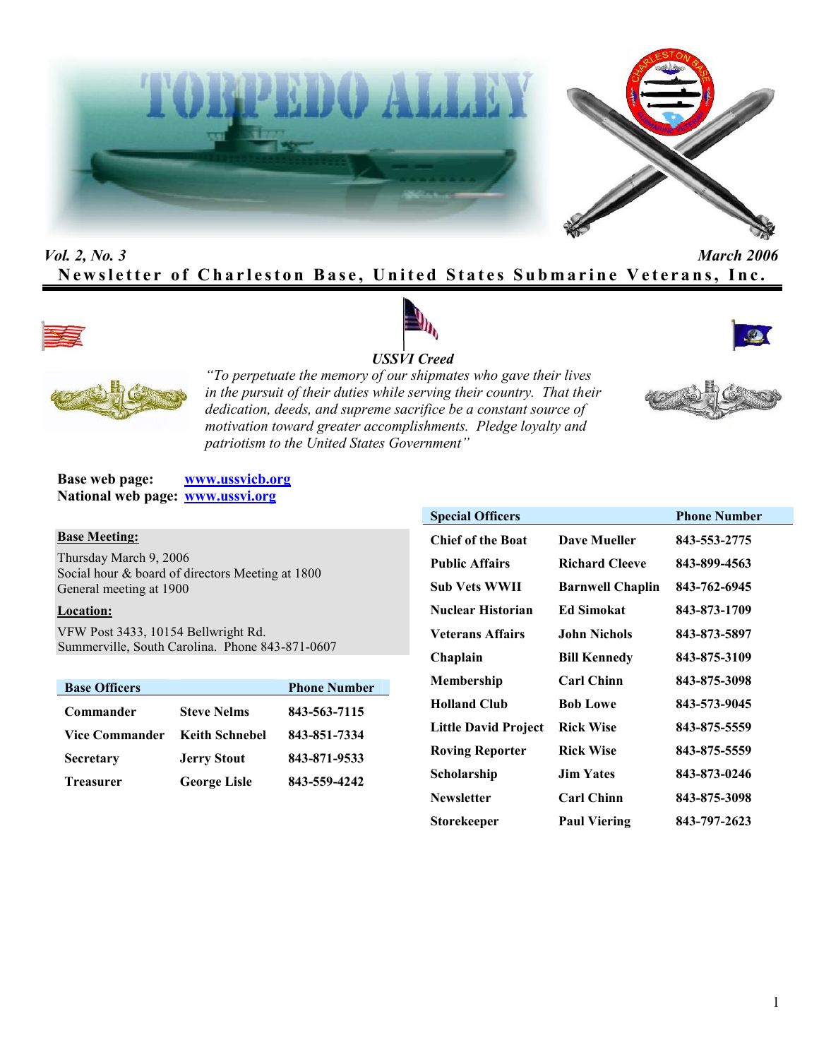# TORPEDO ALLEY

*Vol. 2, No. 3* *March 2006*

**Newsletter of Charleston Base, United States Submarine Veterans, Inc.**

***USSVI Creed***

*"To perpetuate the memory of our shipmates who gave their lives in the pursuit of their duties while serving their country. That their dedication, deeds, and supreme sacrifice be a constant source of motivation toward greater accomplishments. Pledge loyalty and patriotism to the United States Government"*

**Base web page:** www.ussvicb.org
**National web page:** www.ussvi.org

**Base Meeting:**

Thursday March 9, 2006
Social hour & board of directors Meeting at 1800
General meeting at 1900

**Location:**

VFW Post 3433, 10154 Bellwright Rd.
Summerville, South Carolina. Phone 843-871-0607

| Base Officers | | Phone Number |
|---|---|---|
| Commander | Steve Nelms | 843-563-7115 |
| Vice Commander | Keith Schnebel | 843-851-7334 |
| Secretary | Jerry Stout | 843-871-9533 |
| Treasurer | George Lisle | 843-559-4242 |

| Special Officers | | Phone Number |
|---|---|---|
| Chief of the Boat | Dave Mueller | 843-553-2775 |
| Public Affairs | Richard Cleeve | 843-899-4563 |
| Sub Vets WWII | Barnwell Chaplin | 843-762-6945 |
| Nuclear Historian | Ed Simokat | 843-873-1709 |
| Veterans Affairs | John Nichols | 843-873-5897 |
| Chaplain | Bill Kennedy | 843-875-3109 |
| Membership | Carl Chinn | 843-875-3098 |
| Holland Club | Bob Lowe | 843-573-9045 |
| Little David Project | Rick Wise | 843-875-5559 |
| Roving Reporter | Rick Wise | 843-875-5559 |
| Scholarship | Jim Yates | 843-873-0246 |
| Newsletter | Carl Chinn | 843-875-3098 |
| Storekeeper | Paul Viering | 843-797-2623 |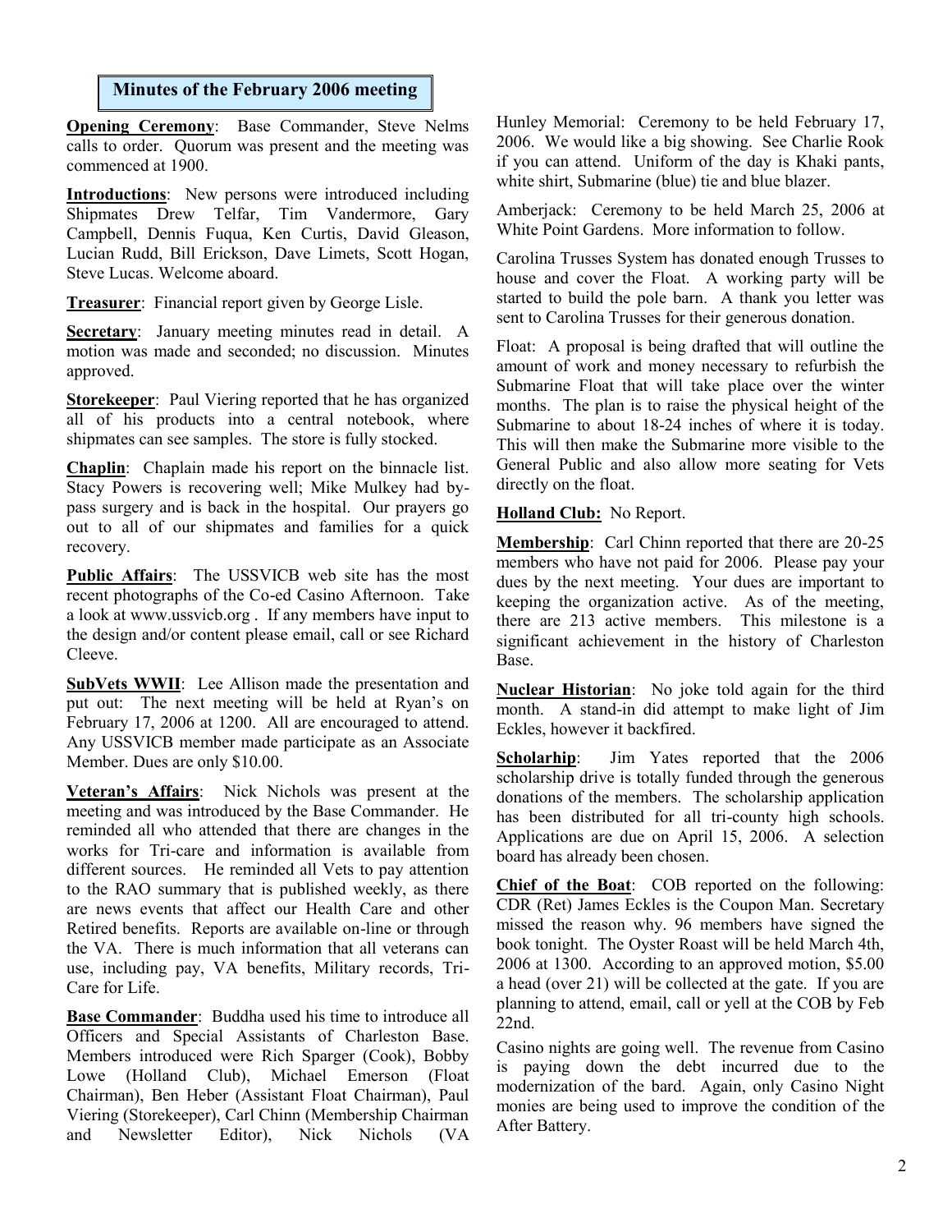## Minutes of the February 2006 meeting

**Opening Ceremony**: Base Commander, Steve Nelms calls to order. Quorum was present and the meeting was commenced at 1900.

**Introductions**: New persons were introduced including Shipmates Drew Telfar, Tim Vandermore, Gary Campbell, Dennis Fuqua, Ken Curtis, David Gleason, Lucian Rudd, Bill Erickson, Dave Limets, Scott Hogan, Steve Lucas. Welcome aboard.

**Treasurer**: Financial report given by George Lisle.

**Secretary**: January meeting minutes read in detail. A motion was made and seconded; no discussion. Minutes approved.

**Storekeeper**: Paul Viering reported that he has organized all of his products into a central notebook, where shipmates can see samples. The store is fully stocked.

**Chaplin**: Chaplain made his report on the binnacle list. Stacy Powers is recovering well; Mike Mulkey had by-pass surgery and is back in the hospital. Our prayers go out to all of our shipmates and families for a quick recovery.

**Public Affairs**: The USSVICB web site has the most recent photographs of the Co-ed Casino Afternoon. Take a look at www.ussvicb.org . If any members have input to the design and/or content please email, call or see Richard Cleeve.

**SubVets WWII**: Lee Allison made the presentation and put out: The next meeting will be held at Ryan's on February 17, 2006 at 1200. All are encouraged to attend. Any USSVICB member made participate as an Associate Member. Dues are only $10.00.

**Veteran's Affairs**: Nick Nichols was present at the meeting and was introduced by the Base Commander. He reminded all who attended that there are changes in the works for Tri-care and information is available from different sources. He reminded all Vets to pay attention to the RAO summary that is published weekly, as there are news events that affect our Health Care and other Retired benefits. Reports are available on-line or through the VA. There is much information that all veterans can use, including pay, VA benefits, Military records, Tri-Care for Life.

**Base Commander**: Buddha used his time to introduce all Officers and Special Assistants of Charleston Base. Members introduced were Rich Sparger (Cook), Bobby Lowe (Holland Club), Michael Emerson (Float Chairman), Ben Heber (Assistant Float Chairman), Paul Viering (Storekeeper), Carl Chinn (Membership Chairman and Newsletter Editor), Nick Nichols (VA

Hunley Memorial: Ceremony to be held February 17, 2006. We would like a big showing. See Charlie Rook if you can attend. Uniform of the day is Khaki pants, white shirt, Submarine (blue) tie and blue blazer.

Amberjack: Ceremony to be held March 25, 2006 at White Point Gardens. More information to follow.

Carolina Trusses System has donated enough Trusses to house and cover the Float. A working party will be started to build the pole barn. A thank you letter was sent to Carolina Trusses for their generous donation.

Float: A proposal is being drafted that will outline the amount of work and money necessary to refurbish the Submarine Float that will take place over the winter months. The plan is to raise the physical height of the Submarine to about 18-24 inches of where it is today. This will then make the Submarine more visible to the General Public and also allow more seating for Vets directly on the float.

**Holland Club:** No Report.

**Membership**: Carl Chinn reported that there are 20-25 members who have not paid for 2006. Please pay your dues by the next meeting. Your dues are important to keeping the organization active. As of the meeting, there are 213 active members. This milestone is a significant achievement in the history of Charleston Base.

**Nuclear Historian**: No joke told again for the third month. A stand-in did attempt to make light of Jim Eckles, however it backfired.

**Scholarhip**: Jim Yates reported that the 2006 scholarship drive is totally funded through the generous donations of the members. The scholarship application has been distributed for all tri-county high schools. Applications are due on April 15, 2006. A selection board has already been chosen.

**Chief of the Boat**: COB reported on the following: CDR (Ret) James Eckles is the Coupon Man. Secretary missed the reason why. 96 members have signed the book tonight. The Oyster Roast will be held March 4th, 2006 at 1300. According to an approved motion, $5.00 a head (over 21) will be collected at the gate. If you are planning to attend, email, call or yell at the COB by Feb 22nd.

Casino nights are going well. The revenue from Casino is paying down the debt incurred due to the modernization of the bard. Again, only Casino Night monies are being used to improve the condition of the After Battery.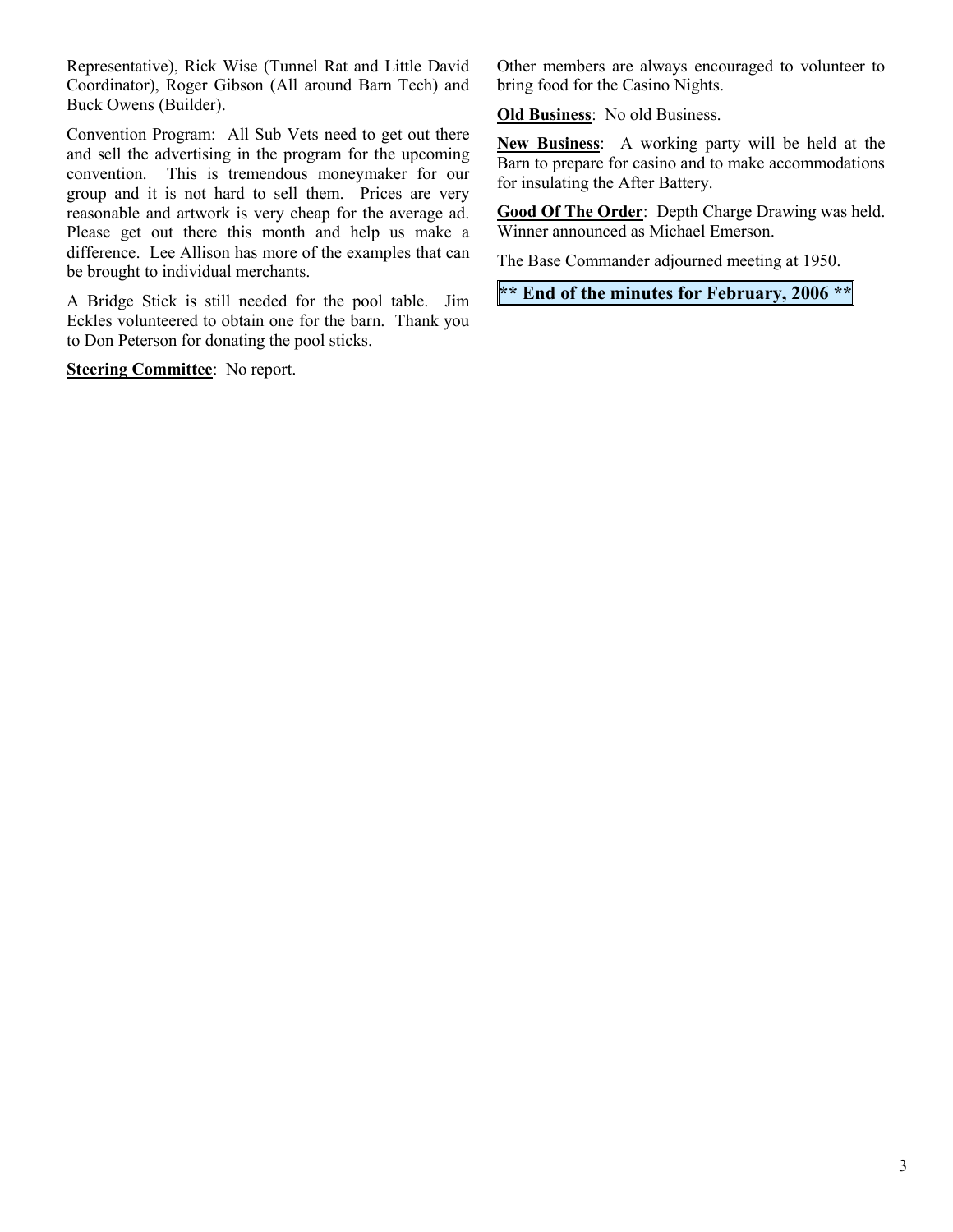Representative), Rick Wise (Tunnel Rat and Little David Coordinator), Roger Gibson (All around Barn Tech) and Buck Owens (Builder).

Convention Program: All Sub Vets need to get out there and sell the advertising in the program for the upcoming convention. This is tremendous moneymaker for our group and it is not hard to sell them. Prices are very reasonable and artwork is very cheap for the average ad. Please get out there this month and help us make a difference. Lee Allison has more of the examples that can be brought to individual merchants.

A Bridge Stick is still needed for the pool table. Jim Eckles volunteered to obtain one for the barn. Thank you to Don Peterson for donating the pool sticks.

**Steering Committee**: No report.

Other members are always encouraged to volunteer to bring food for the Casino Nights.

**Old Business**: No old Business.

**New Business**: A working party will be held at the Barn to prepare for casino and to make accommodations for insulating the After Battery.

**Good Of The Order**: Depth Charge Drawing was held. Winner announced as Michael Emerson.

The Base Commander adjourned meeting at 1950.

**\** End of the minutes for February, 2006 \*\***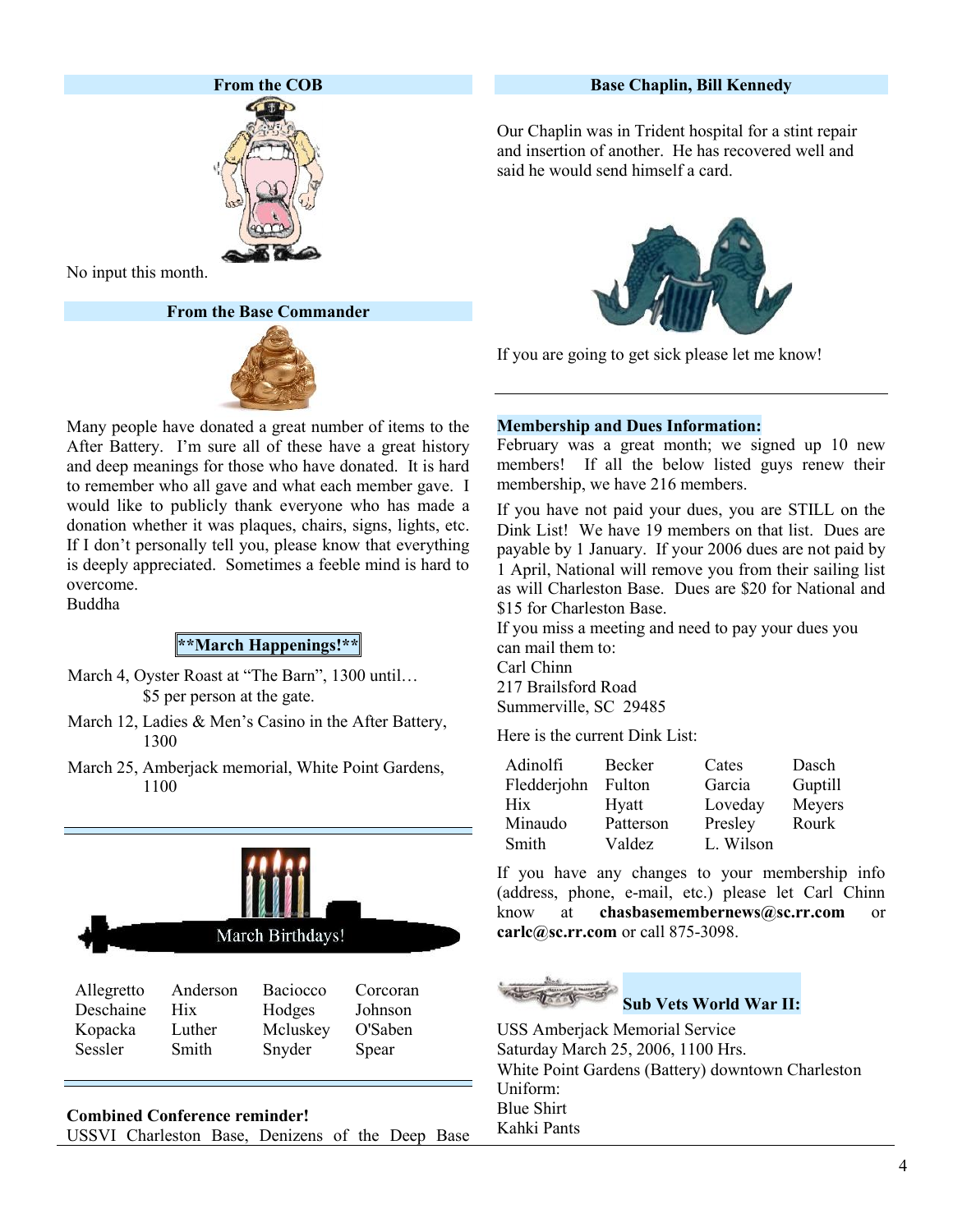## From the COB

No input this month.

## From the Base Commander

Many people have donated a great number of items to the After Battery. I'm sure all of these have a great history and deep meanings for those who have donated. It is hard to remember who all gave and what each member gave. I would like to publicly thank everyone who has made a donation whether it was plaques, chairs, signs, lights, etc. If I don't personally tell you, please know that everything is deeply appreciated. Sometimes a feeble mind is hard to overcome.
Buddha

## **March Happenings!**

March 4, Oyster Roast at "The Barn", 1300 until… $5 per person at the gate.

March 12, Ladies & Men's Casino in the After Battery, 1300

March 25, Amberjack memorial, White Point Gardens, 1100

## March Birthdays!

| | | | |
|---|---|---|---|
| Allegretto | Anderson | Baciocco | Corcoran |
| Deschaine | Hix | Hodges | Johnson |
| Kopacka | Luther | Mcluskey | O'Saben |
| Sessler | Smith | Snyder | Spear |

**Combined Conference reminder!**
USSVI Charleston Base, Denizens of the Deep Base

## Base Chaplin, Bill Kennedy

Our Chaplin was in Trident hospital for a stint repair and insertion of another. He has recovered well and said he would send himself a card.

If you are going to get sick please let me know!

## Membership and Dues Information:

February was a great month; we signed up 10 new members! If all the below listed guys renew their membership, we have 216 members.

If you have not paid your dues, you are STILL on the Dink List! We have 19 members on that list. Dues are payable by 1 January. If your 2006 dues are not paid by 1 April, National will remove you from their sailing list as will Charleston Base. Dues are $20 for National and $15 for Charleston Base.
If you miss a meeting and need to pay your dues you can mail them to:
Carl Chinn
217 Brailsford Road
Summerville, SC 29485

Here is the current Dink List:

| | | | |
|---|---|---|---|
| Adinolfi | Becker | Cates | Dasch |
| Fledderjohn | Fulton | Garcia | Guptill |
| Hix | Hyatt | Loveday | Meyers |
| Minaudo | Patterson | Presley | Rourk |
| Smith | Valdez | L. Wilson | |

If you have any changes to your membership info (address, phone, e-mail, etc.) please let Carl Chinn know at **chasbasemembernews@sc.rr.com** or **carlc@sc.rr.com** or call 875-3098.

## Sub Vets World War II:

USS Amberjack Memorial Service
Saturday March 25, 2006, 1100 Hrs.
White Point Gardens (Battery) downtown Charleston
Uniform:
Blue Shirt
Kahki Pants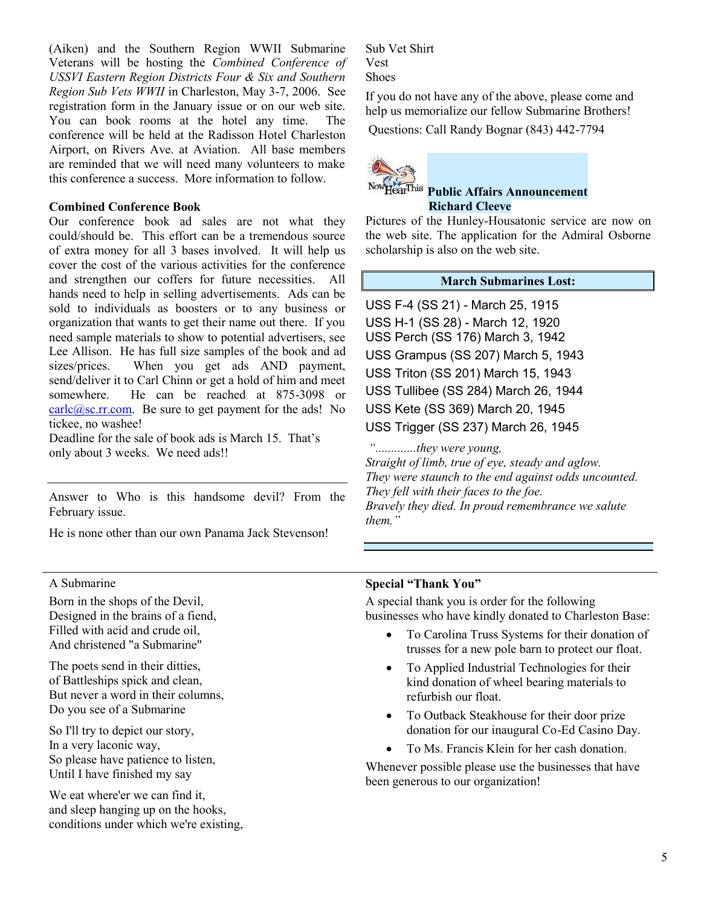(Aiken) and the Southern Region WWII Submarine Veterans will be hosting the *Combined Conference of USSVI Eastern Region Districts Four & Six and Southern Region Sub Vets WWII* in Charleston, May 3-7, 2006. See registration form in the January issue or on our web site. You can book rooms at the hotel any time. The conference will be held at the Radisson Hotel Charleston Airport, on Rivers Ave. at Aviation. All base members are reminded that we will need many volunteers to make this conference a success. More information to follow.

**Combined Conference Book**

Our conference book ad sales are not what they could/should be. This effort can be a tremendous source of extra money for all 3 bases involved. It will help us cover the cost of the various activities for the conference and strengthen our coffers for future necessities. All hands need to help in selling advertisements. Ads can be sold to individuals as boosters or to any business or organization that wants to get their name out there. If you need sample materials to show to potential advertisers, see Lee Allison. He has full size samples of the book and ad sizes/prices. When you get ads AND payment, send/deliver it to Carl Chinn or get a hold of him and meet somewhere. He can be reached at 875-3098 or carlc@sc.rr.com. Be sure to get payment for the ads! No tickee, no washee!

Deadline for the sale of book ads is March 15. That's only about 3 weeks. We need ads!!

---

Answer to Who is this handsome devil? From the February issue.

He is none other than our own Panama Jack Stevenson!

Sub Vet Shirt
Vest
Shoes

If you do not have any of the above, please come and help us memorialize our fellow Submarine Brothers!

Questions: Call Randy Bognar (843) 442-7794

**Public Affairs Announcement**
**Richard Cleeve**

Pictures of the Hunley-Housatonic service are now on the web site. The application for the Admiral Osborne scholarship is also on the web site.

**March Submarines Lost:**

USS F-4 (SS 21) - March 25, 1915
USS H-1 (SS 28) - March 12, 1920
USS Perch (SS 176) March 3, 1942
USS Grampus (SS 207) March 5, 1943
USS Triton (SS 201) March 15, 1943
USS Tullibee (SS 284) March 26, 1944
USS Kete (SS 369) March 20, 1945
USS Trigger (SS 237) March 26, 1945

*"............they were young,*
*Straight of limb, true of eye, steady and aglow.*
*They were staunch to the end against odds uncounted.*
*They fell with their faces to the foe.*
*Bravely they died. In proud remembrance we salute them."*

---

A Submarine

Born in the shops of the Devil,
Designed in the brains of a fiend,
Filled with acid and crude oil,
And christened "a Submarine"

The poets send in their ditties,
of Battleships spick and clean,
But never a word in their columns,
Do you see of a Submarine

So I'll try to depict our story,
In a very laconic way,
So please have patience to listen,
Until I have finished my say

We eat where'er we can find it,
and sleep hanging up on the hooks,
conditions under which we're existing,

**Special "Thank You"**

A special thank you is order for the following businesses who have kindly donated to Charleston Base:

- To Carolina Truss Systems for their donation of trusses for a new pole barn to protect our float.
- To Applied Industrial Technologies for their kind donation of wheel bearing materials to refurbish our float.
- To Outback Steakhouse for their door prize donation for our inaugural Co-Ed Casino Day.
- To Ms. Francis Klein for her cash donation.

Whenever possible please use the businesses that have been generous to our organization!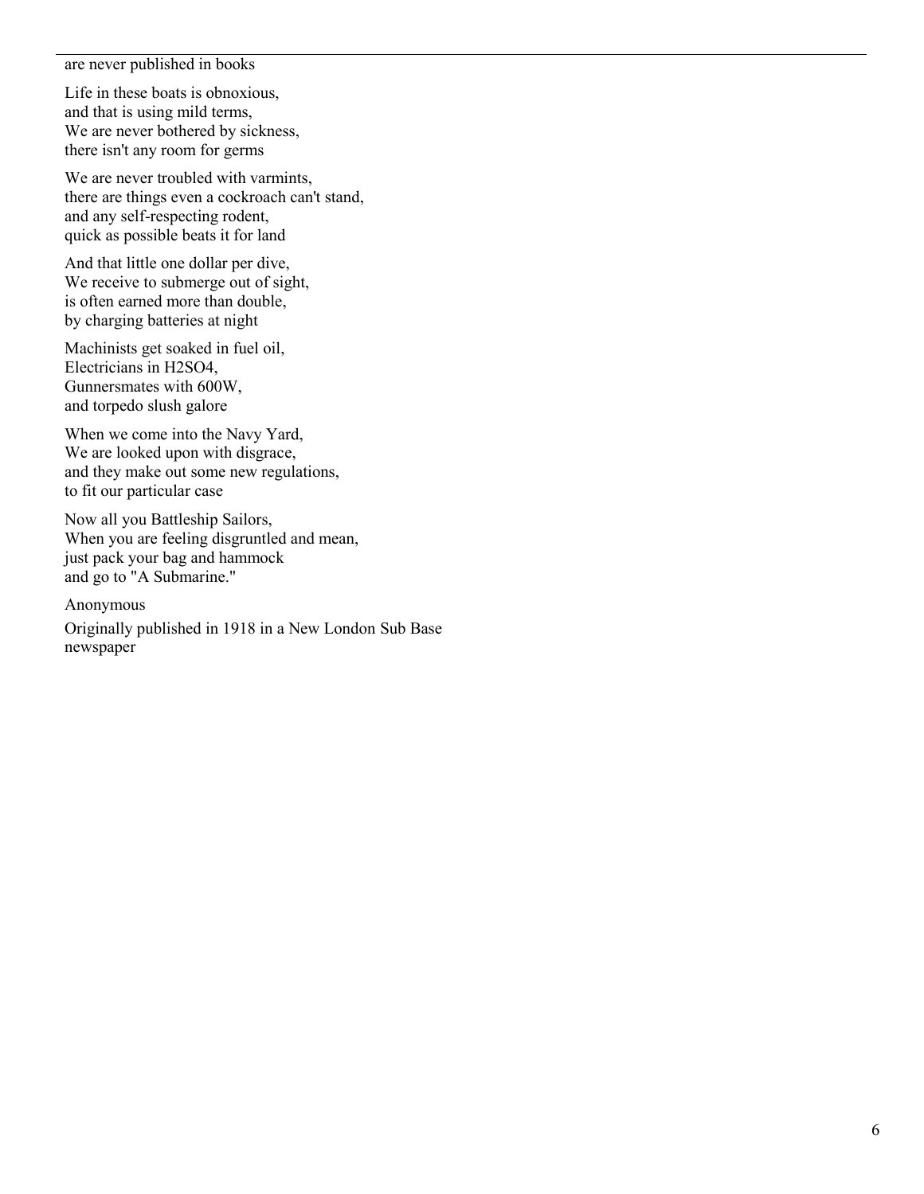are never published in books

Life in these boats is obnoxious,
and that is using mild terms,
We are never bothered by sickness,
there isn't any room for germs

We are never troubled with varmints,
there are things even a cockroach can't stand,
and any self-respecting rodent,
quick as possible beats it for land

And that little one dollar per dive,
We receive to submerge out of sight,
is often earned more than double,
by charging batteries at night

Machinists get soaked in fuel oil,
Electricians in $H_2SO_4$,
Gunnersmates with 600W,
and torpedo slush galore

When we come into the Navy Yard,
We are looked upon with disgrace,
and they make out some new regulations,
to fit our particular case

Now all you Battleship Sailors,
When you are feeling disgruntled and mean,
just pack your bag and hammock
and go to "A Submarine."

Anonymous

Originally published in 1918 in a New London Sub Base newspaper